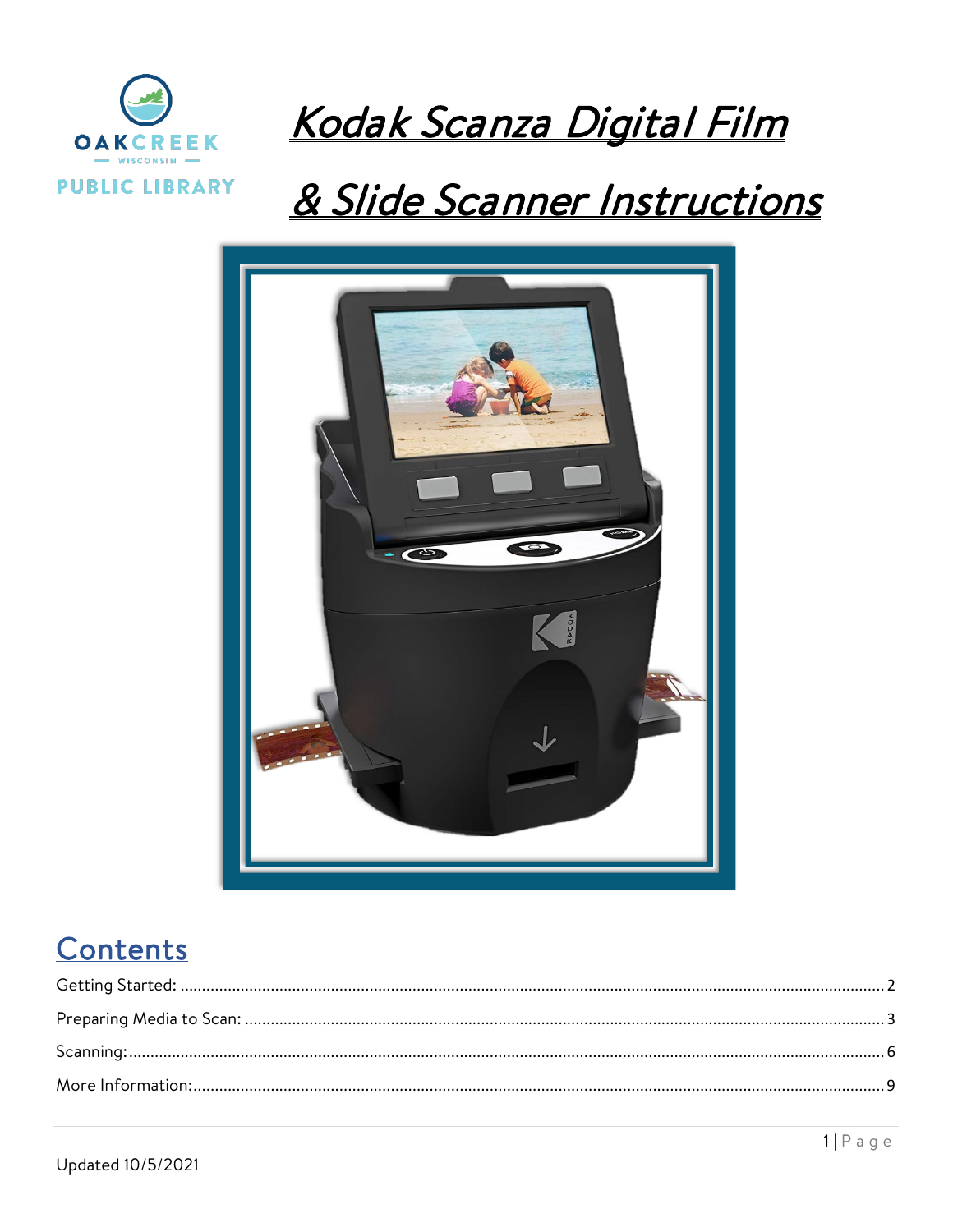OAKCREEK WISCONSIN PUBLIC LIBRARY

# *Kodak Scanza Digital Film & Slide Scanner Instructions*

## Contents

Getting Started: .......... 2

Preparing Media to Scan: .......... 3

Scanning: .......... 6

More Information: .......... 9

Updated 10/5/2021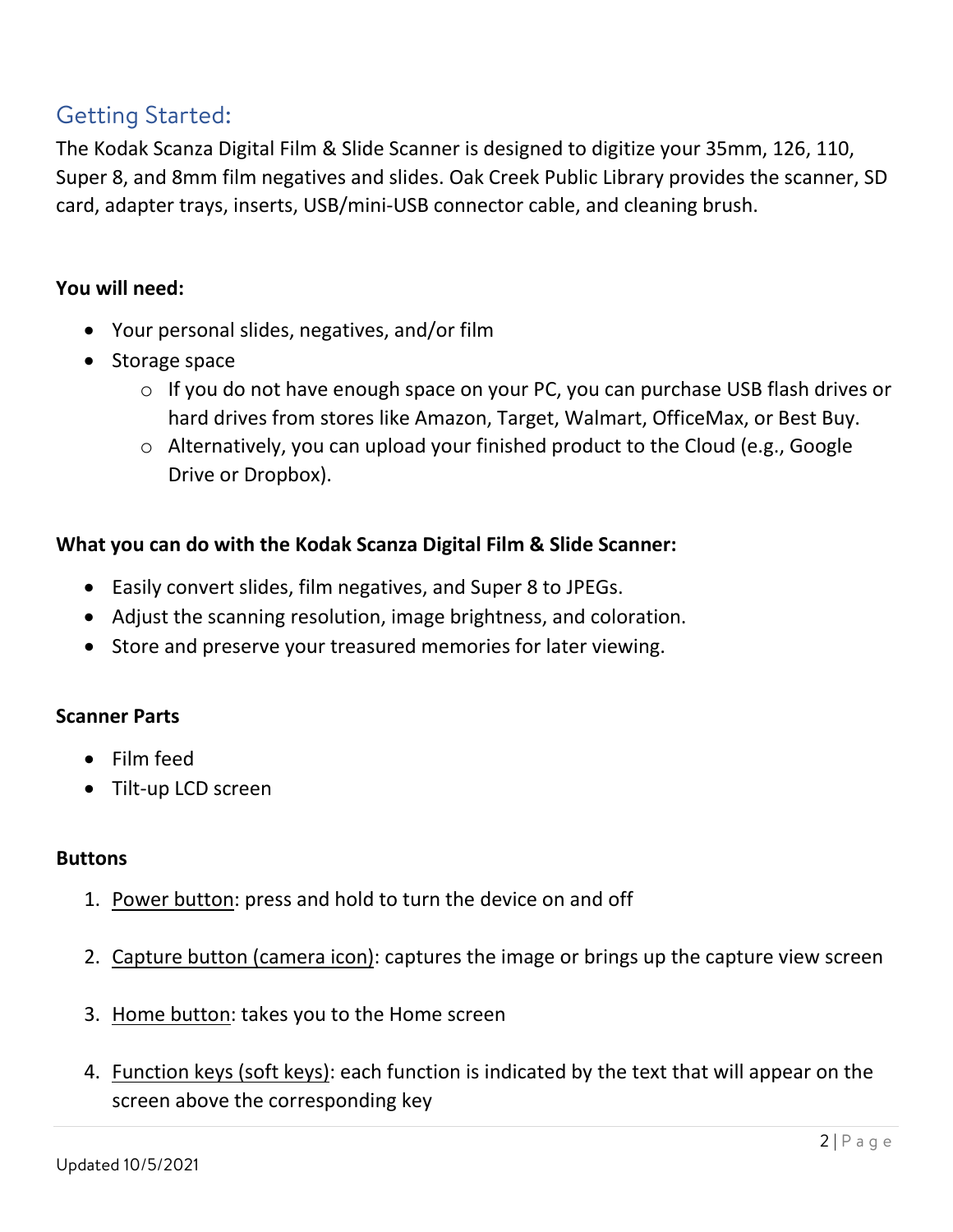## Getting Started:

The Kodak Scanza Digital Film & Slide Scanner is designed to digitize your 35mm, 126, 110, Super 8, and 8mm film negatives and slides. Oak Creek Public Library provides the scanner, SD card, adapter trays, inserts, USB/mini-USB connector cable, and cleaning brush.

**You will need:**

- Your personal slides, negatives, and/or film
- Storage space
  - If you do not have enough space on your PC, you can purchase USB flash drives or hard drives from stores like Amazon, Target, Walmart, OfficeMax, or Best Buy.
  - Alternatively, you can upload your finished product to the Cloud (e.g., Google Drive or Dropbox).

**What you can do with the Kodak Scanza Digital Film & Slide Scanner:**

- Easily convert slides, film negatives, and Super 8 to JPEGs.
- Adjust the scanning resolution, image brightness, and coloration.
- Store and preserve your treasured memories for later viewing.

**Scanner Parts**

- Film feed
- Tilt-up LCD screen

**Buttons**

1. <u>Power button</u>: press and hold to turn the device on and off
2. <u>Capture button (camera icon)</u>: captures the image or brings up the capture view screen
3. <u>Home button</u>: takes you to the Home screen
4. <u>Function keys (soft keys)</u>: each function is indicated by the text that will appear on the screen above the corresponding key

Updated 10/5/2021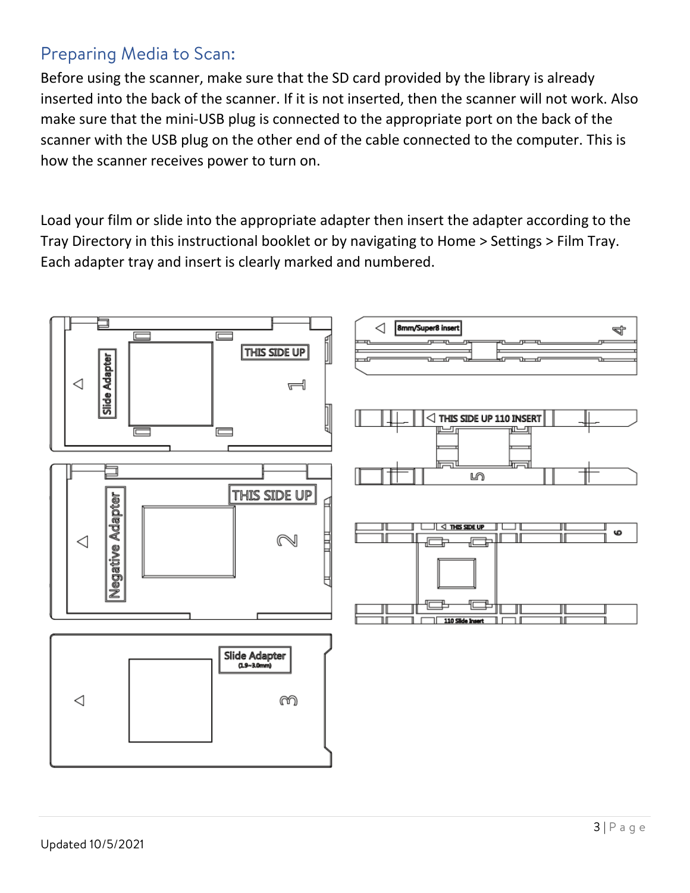## Preparing Media to Scan:

Before using the scanner, make sure that the SD card provided by the library is already inserted into the back of the scanner. If it is not inserted, then the scanner will not work. Also make sure that the mini-USB plug is connected to the appropriate port on the back of the scanner with the USB plug on the other end of the cable connected to the computer. This is how the scanner receives power to turn on.

Load your film or slide into the appropriate adapter then insert the adapter according to the Tray Directory in this instructional booklet or by navigating to Home > Settings > Film Tray. Each adapter tray and insert is clearly marked and numbered.

Updated 10/5/2021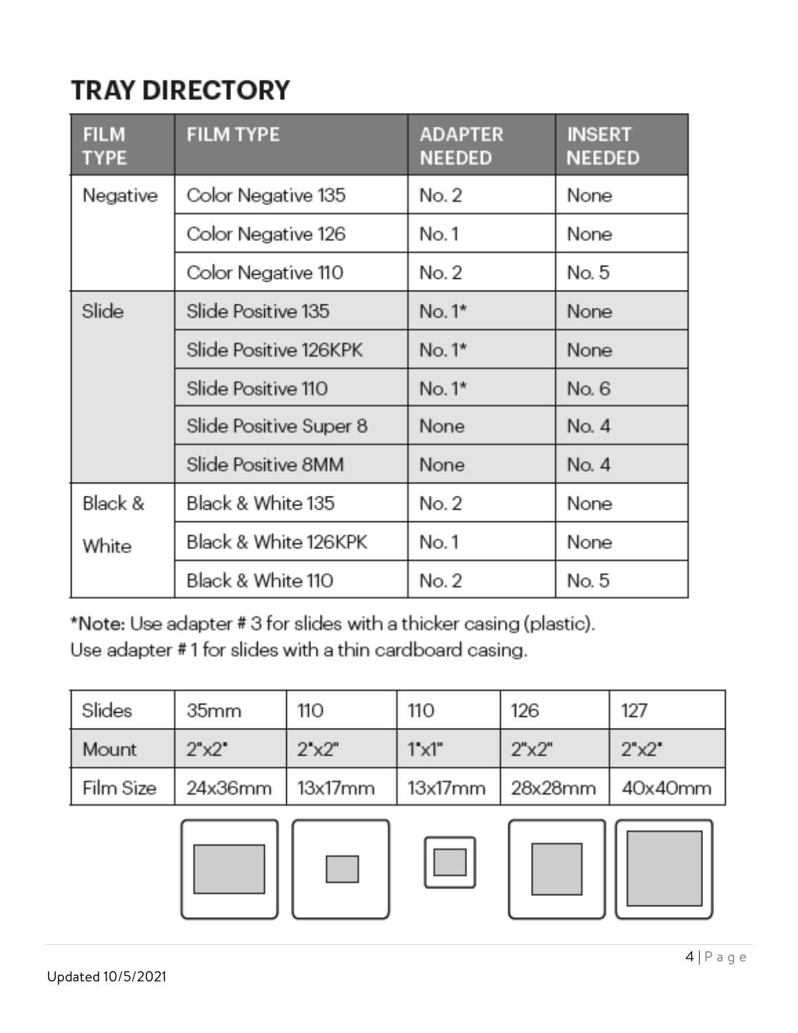# TRAY DIRECTORY

| FILM TYPE | FILM TYPE | ADAPTER NEEDED | INSERT NEEDED |
|---|---|---|---|
| Negative | Color Negative 135 | No. 2 | None |
| | Color Negative 126 | No. 1 | None |
| | Color Negative 110 | No. 2 | No. 5 |
| Slide | Slide Positive 135 | No. 1* | None |
| | Slide Positive 126KPK | No. 1* | None |
| | Slide Positive 110 | No. 1* | No. 6 |
| | Slide Positive Super 8 | None | No. 4 |
| | Slide Positive 8MM | None | No. 4 |
| Black & White | Black & White 135 | No. 2 | None |
| | Black & White 126KPK | No. 1 | None |
| | Black & White 110 | No. 2 | No. 5 |

***Note:** Use adapter # 3 for slides with a thicker casing (plastic).
Use adapter # 1 for slides with a thin cardboard casing.

| Slides | 35mm | 110 | 110 | 126 | 127 |
|---|---|---|---|---|---|
| Mount | 2"x2" | 2"x2" | 1"x1" | 2"x2" | 2"x2" |
| Film Size | 24x36mm | 13x17mm | 13x17mm | 28x28mm | 40x40mm |

Updated 10/5/2021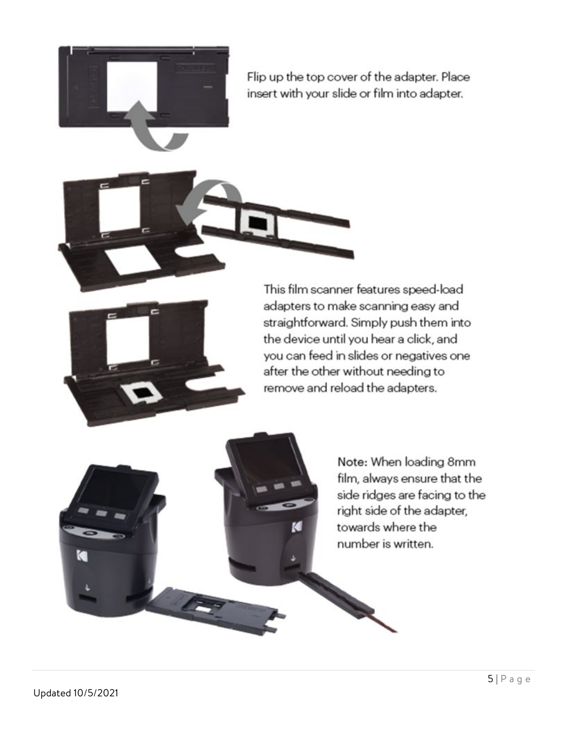Flip up the top cover of the adapter. Place insert with your slide or film into adapter.

This film scanner features speed-load adapters to make scanning easy and straightforward. Simply push them into the device until you hear a click, and you can feed in slides or negatives one after the other without needing to remove and reload the adapters.

**Note:** When loading 8mm film, always ensure that the side ridges are facing to the right side of the adapter, towards where the number is written.

Updated 10/5/2021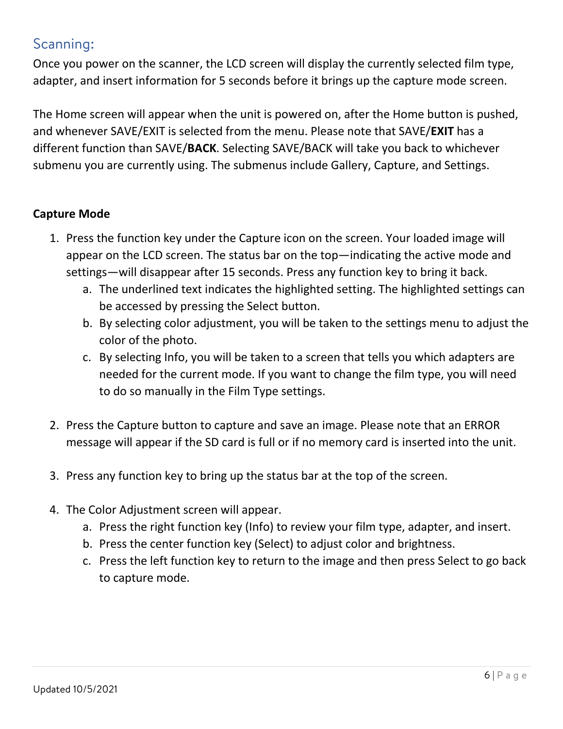## Scanning:

Once you power on the scanner, the LCD screen will display the currently selected film type, adapter, and insert information for 5 seconds before it brings up the capture mode screen.

The Home screen will appear when the unit is powered on, after the Home button is pushed, and whenever SAVE/EXIT is selected from the menu. Please note that SAVE/**EXIT** has a different function than SAVE/**BACK**. Selecting SAVE/BACK will take you back to whichever submenu you are currently using. The submenus include Gallery, Capture, and Settings.

**Capture Mode**

1. Press the function key under the Capture icon on the screen. Your loaded image will appear on the LCD screen. The status bar on the top—indicating the active mode and settings—will disappear after 15 seconds. Press any function key to bring it back.
   a. The underlined text indicates the highlighted setting. The highlighted settings can be accessed by pressing the Select button.
   b. By selecting color adjustment, you will be taken to the settings menu to adjust the color of the photo.
   c. By selecting Info, you will be taken to a screen that tells you which adapters are needed for the current mode. If you want to change the film type, you will need to do so manually in the Film Type settings.

2. Press the Capture button to capture and save an image. Please note that an ERROR message will appear if the SD card is full or if no memory card is inserted into the unit.

3. Press any function key to bring up the status bar at the top of the screen.

4. The Color Adjustment screen will appear.
   a. Press the right function key (Info) to review your film type, adapter, and insert.
   b. Press the center function key (Select) to adjust color and brightness.
   c. Press the left function key to return to the image and then press Select to go back to capture mode.

Updated 10/5/2021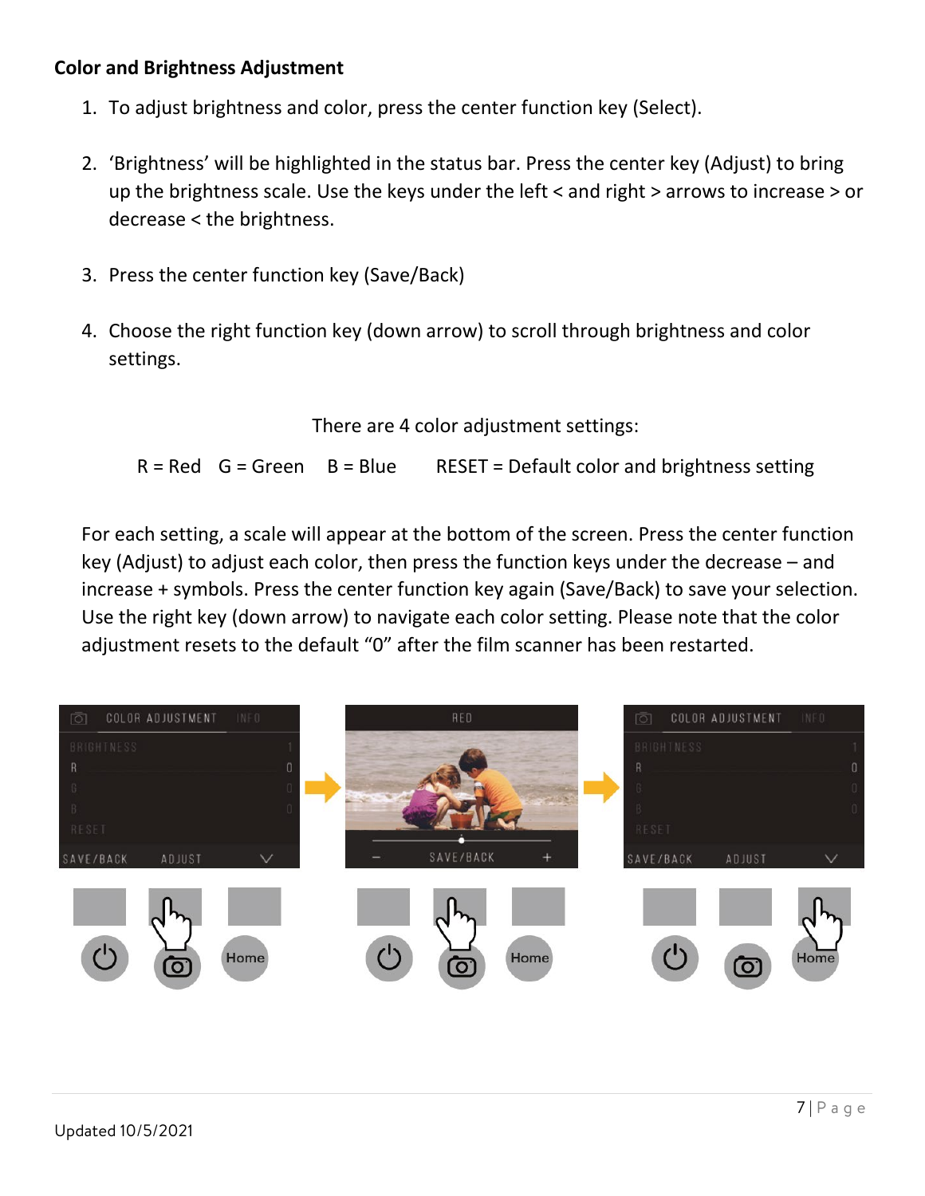### Color and Brightness Adjustment

1. To adjust brightness and color, press the center function key (Select).

2. 'Brightness' will be highlighted in the status bar. Press the center key (Adjust) to bring up the brightness scale. Use the keys under the left < and right > arrows to increase > or decrease < the brightness.

3. Press the center function key (Save/Back)

4. Choose the right function key (down arrow) to scroll through brightness and color settings.

There are 4 color adjustment settings:

R = Red G = Green B = Blue RESET = Default color and brightness setting

For each setting, a scale will appear at the bottom of the screen. Press the center function key (Adjust) to adjust each color, then press the function keys under the decrease – and increase + symbols. Press the center function key again (Save/Back) to save your selection. Use the right key (down arrow) to navigate each color setting. Please note that the color adjustment resets to the default "0" after the film scanner has been restarted.

Updated 10/5/2021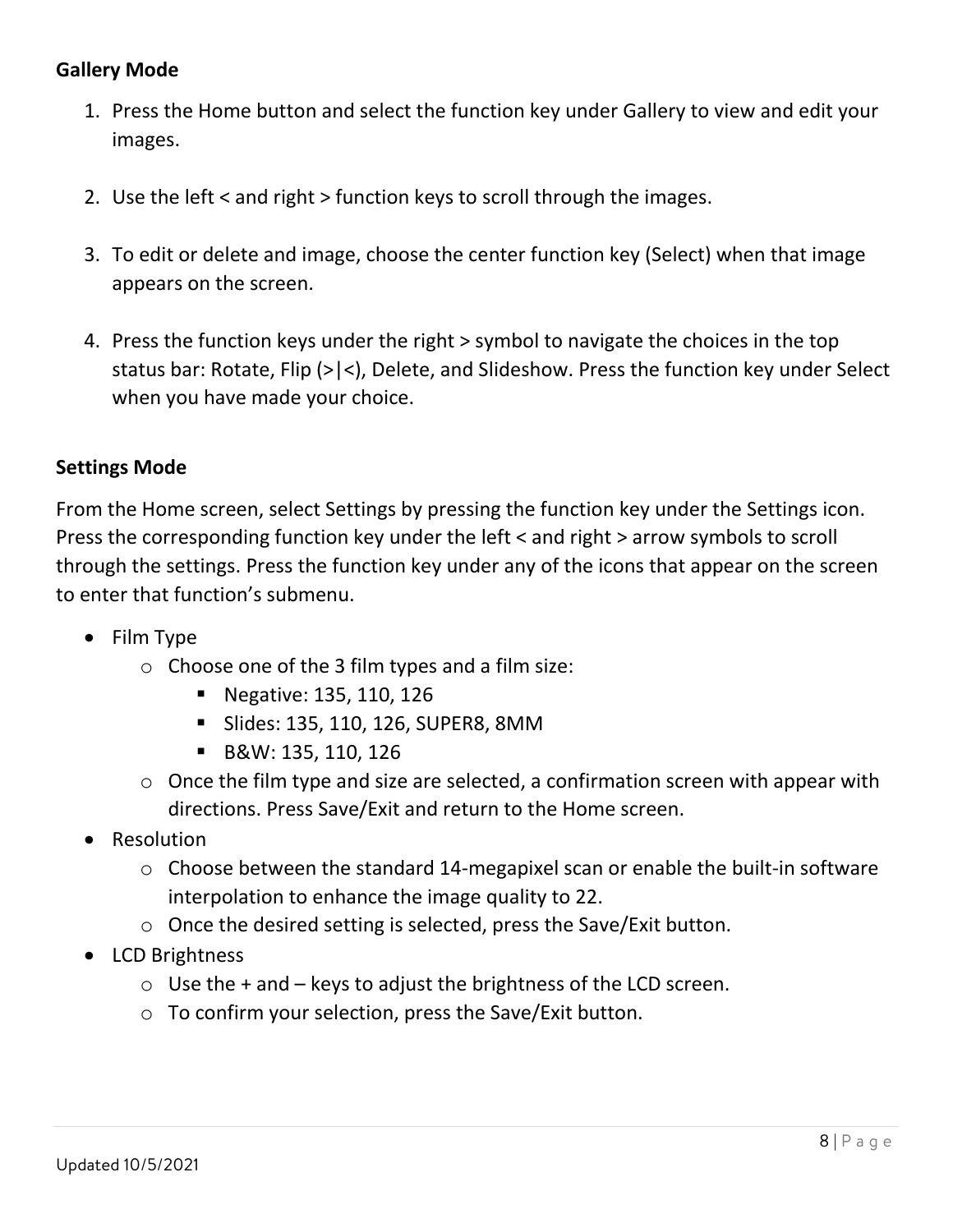**Gallery Mode**

1. Press the Home button and select the function key under Gallery to view and edit your images.

2. Use the left < and right > function keys to scroll through the images.

3. To edit or delete and image, choose the center function key (Select) when that image appears on the screen.

4. Press the function keys under the right > symbol to navigate the choices in the top status bar: Rotate, Flip (>|<), Delete, and Slideshow. Press the function key under Select when you have made your choice.

**Settings Mode**

From the Home screen, select Settings by pressing the function key under the Settings icon. Press the corresponding function key under the left < and right > arrow symbols to scroll through the settings. Press the function key under any of the icons that appear on the screen to enter that function's submenu.

- Film Type
  - Choose one of the 3 film types and a film size:
    - Negative: 135, 110, 126
    - Slides: 135, 110, 126, SUPER8, 8MM
    - B&W: 135, 110, 126
  - Once the film type and size are selected, a confirmation screen with appear with directions. Press Save/Exit and return to the Home screen.
- Resolution
  - Choose between the standard 14-megapixel scan or enable the built-in software interpolation to enhance the image quality to 22.
  - Once the desired setting is selected, press the Save/Exit button.
- LCD Brightness
  - Use the + and – keys to adjust the brightness of the LCD screen.
  - To confirm your selection, press the Save/Exit button.

Updated 10/5/2021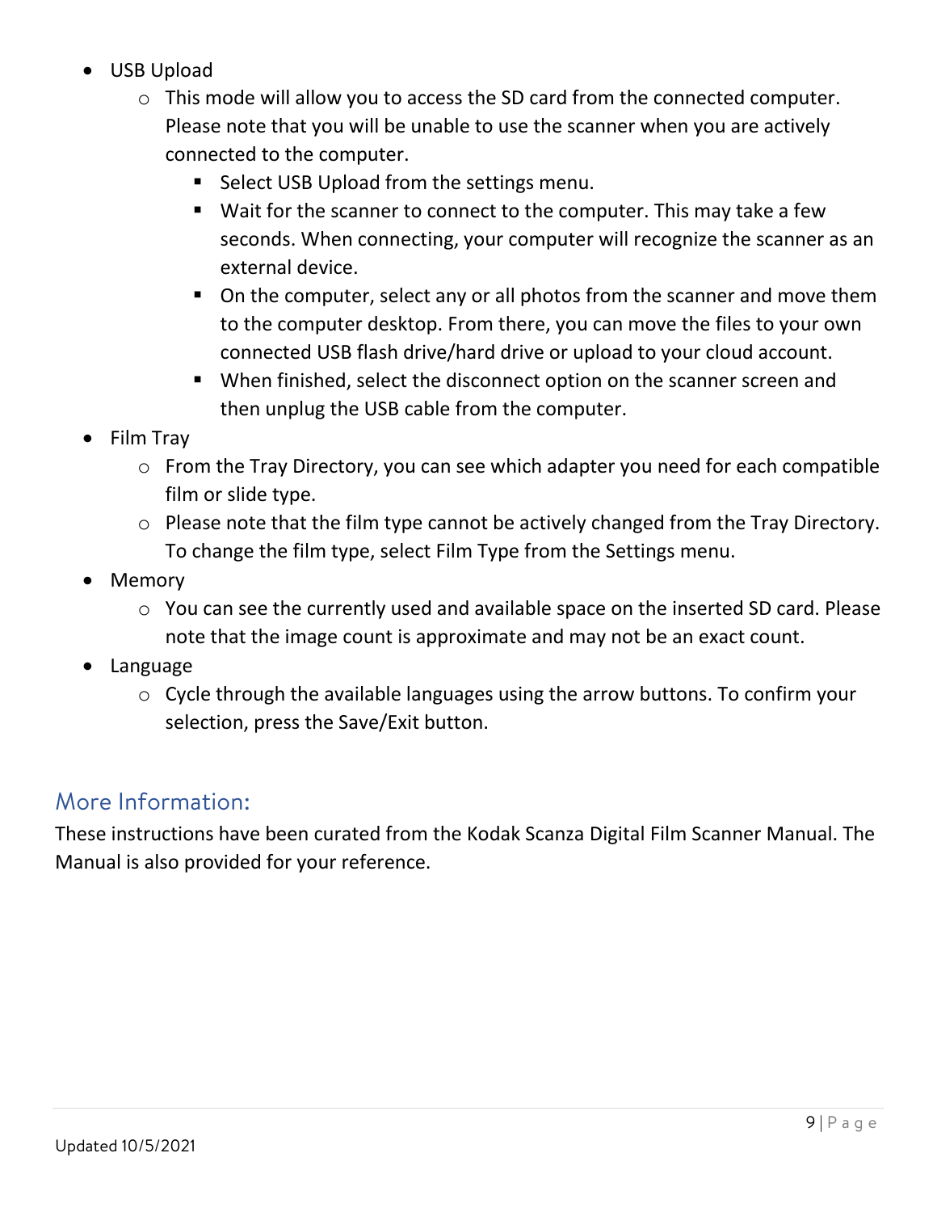- USB Upload
    - This mode will allow you to access the SD card from the connected computer. Please note that you will be unable to use the scanner when you are actively connected to the computer.
        - Select USB Upload from the settings menu.
        - Wait for the scanner to connect to the computer. This may take a few seconds. When connecting, your computer will recognize the scanner as an external device.
        - On the computer, select any or all photos from the scanner and move them to the computer desktop. From there, you can move the files to your own connected USB flash drive/hard drive or upload to your cloud account.
        - When finished, select the disconnect option on the scanner screen and then unplug the USB cable from the computer.
- Film Tray
    - From the Tray Directory, you can see which adapter you need for each compatible film or slide type.
    - Please note that the film type cannot be actively changed from the Tray Directory. To change the film type, select Film Type from the Settings menu.
- Memory
    - You can see the currently used and available space on the inserted SD card. Please note that the image count is approximate and may not be an exact count.
- Language
    - Cycle through the available languages using the arrow buttons. To confirm your selection, press the Save/Exit button.

## More Information:

These instructions have been curated from the Kodak Scanza Digital Film Scanner Manual. The Manual is also provided for your reference.

Updated 10/5/2021